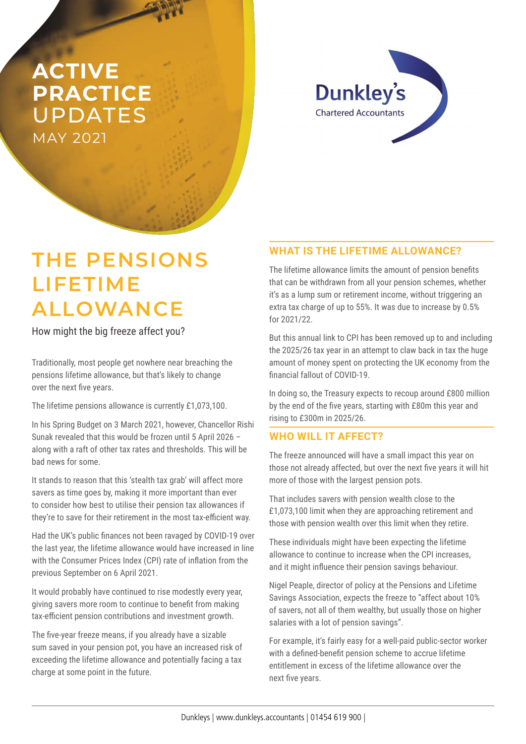# ACTIVE PRACTICE UPDATES

MAY 2021

Dunkley's
Chartered Accountants

## THE PENSIONS LIFETIME ALLOWANCE

How might the big freeze affect you?

Traditionally, most people get nowhere near breaching the pensions lifetime allowance, but that's likely to change over the next five years.

The lifetime pensions allowance is currently £1,073,100.

In his Spring Budget on 3 March 2021, however, Chancellor Rishi Sunak revealed that this would be frozen until 5 April 2026 – along with a raft of other tax rates and thresholds. This will be bad news for some.

It stands to reason that this 'stealth tax grab' will affect more savers as time goes by, making it more important than ever to consider how best to utilise their pension tax allowances if they're to save for their retirement in the most tax-efficient way.

Had the UK's public finances not been ravaged by COVID-19 over the last year, the lifetime allowance would have increased in line with the Consumer Prices Index (CPI) rate of inflation from the previous September on 6 April 2021.

It would probably have continued to rise modestly every year, giving savers more room to continue to benefit from making tax-efficient pension contributions and investment growth.

The five-year freeze means, if you already have a sizable sum saved in your pension pot, you have an increased risk of exceeding the lifetime allowance and potentially facing a tax charge at some point in the future.

### WHAT IS THE LIFETIME ALLOWANCE?

The lifetime allowance limits the amount of pension benefits that can be withdrawn from all your pension schemes, whether it's as a lump sum or retirement income, without triggering an extra tax charge of up to 55%. It was due to increase by 0.5% for 2021/22.

But this annual link to CPI has been removed up to and including the 2025/26 tax year in an attempt to claw back in tax the huge amount of money spent on protecting the UK economy from the financial fallout of COVID-19.

In doing so, the Treasury expects to recoup around £800 million by the end of the five years, starting with £80m this year and rising to £300m in 2025/26.

### WHO WILL IT AFFECT?

The freeze announced will have a small impact this year on those not already affected, but over the next five years it will hit more of those with the largest pension pots.

That includes savers with pension wealth close to the £1,073,100 limit when they are approaching retirement and those with pension wealth over this limit when they retire.

These individuals might have been expecting the lifetime allowance to continue to increase when the CPI increases, and it might influence their pension savings behaviour.

Nigel Peaple, director of policy at the Pensions and Lifetime Savings Association, expects the freeze to "affect about 10% of savers, not all of them wealthy, but usually those on higher salaries with a lot of pension savings".

For example, it's fairly easy for a well-paid public-sector worker with a defined-benefit pension scheme to accrue lifetime entitlement in excess of the lifetime allowance over the next five years.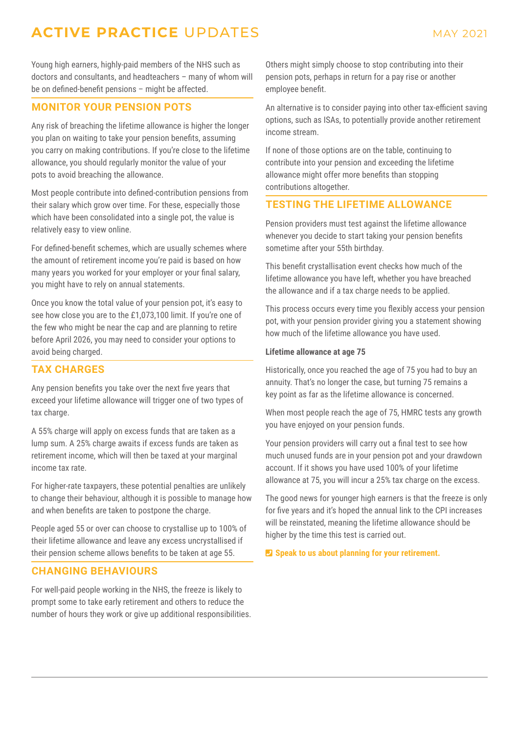Young high earners, highly-paid members of the NHS such as doctors and consultants, and headteachers – many of whom will be on defined-benefit pensions – might be affected.

## MONITOR YOUR PENSION POTS

Any risk of breaching the lifetime allowance is higher the longer you plan on waiting to take your pension benefits, assuming you carry on making contributions. If you're close to the lifetime allowance, you should regularly monitor the value of your pots to avoid breaching the allowance.

Most people contribute into defined-contribution pensions from their salary which grow over time. For these, especially those which have been consolidated into a single pot, the value is relatively easy to view online.

For defined-benefit schemes, which are usually schemes where the amount of retirement income you're paid is based on how many years you worked for your employer or your final salary, you might have to rely on annual statements.

Once you know the total value of your pension pot, it's easy to see how close you are to the £1,073,100 limit. If you're one of the few who might be near the cap and are planning to retire before April 2026, you may need to consider your options to avoid being charged.

## TAX CHARGES

Any pension benefits you take over the next five years that exceed your lifetime allowance will trigger one of two types of tax charge.

A 55% charge will apply on excess funds that are taken as a lump sum. A 25% charge awaits if excess funds are taken as retirement income, which will then be taxed at your marginal income tax rate.

For higher-rate taxpayers, these potential penalties are unlikely to change their behaviour, although it is possible to manage how and when benefits are taken to postpone the charge.

People aged 55 or over can choose to crystallise up to 100% of their lifetime allowance and leave any excess uncrystallised if their pension scheme allows benefits to be taken at age 55.

## CHANGING BEHAVIOURS

For well-paid people working in the NHS, the freeze is likely to prompt some to take early retirement and others to reduce the number of hours they work or give up additional responsibilities.

Others might simply choose to stop contributing into their pension pots, perhaps in return for a pay rise or another employee benefit.

An alternative is to consider paying into other tax-efficient saving options, such as ISAs, to potentially provide another retirement income stream.

If none of those options are on the table, continuing to contribute into your pension and exceeding the lifetime allowance might offer more benefits than stopping contributions altogether.

## TESTING THE LIFETIME ALLOWANCE

Pension providers must test against the lifetime allowance whenever you decide to start taking your pension benefits sometime after your 55th birthday.

This benefit crystallisation event checks how much of the lifetime allowance you have left, whether you have breached the allowance and if a tax charge needs to be applied.

This process occurs every time you flexibly access your pension pot, with your pension provider giving you a statement showing how much of the lifetime allowance you have used.

**Lifetime allowance at age 75**

Historically, once you reached the age of 75 you had to buy an annuity. That's no longer the case, but turning 75 remains a key point as far as the lifetime allowance is concerned.

When most people reach the age of 75, HMRC tests any growth you have enjoyed on your pension funds.

Your pension providers will carry out a final test to see how much unused funds are in your pension pot and your drawdown account. If it shows you have used 100% of your lifetime allowance at 75, you will incur a 25% tax charge on the excess.

The good news for younger high earners is that the freeze is only for five years and it's hoped the annual link to the CPI increases will be reinstated, meaning the lifetime allowance should be higher by the time this test is carried out.

**Speak to us about planning for your retirement.**